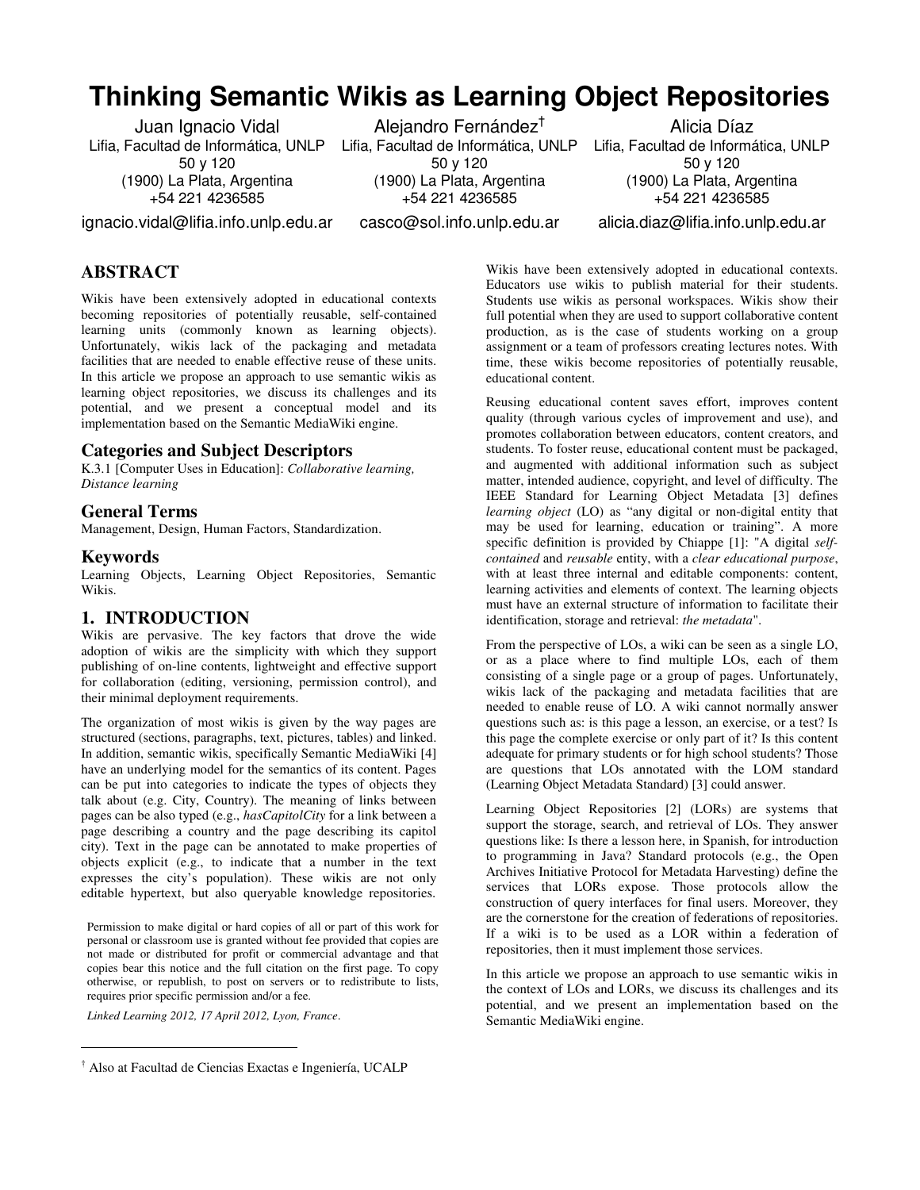# Thinking Semantic Wikis as Learning Object Repositories

Juan Ignacio Vidal
Lifia, Facultad de Informática, UNLP
50 y 120
(1900) La Plata, Argentina
+54 221 4236585
ignacio.vidal@lifia.info.unlp.edu.ar

Alejandro Fernández[†]
Lifia, Facultad de Informática, UNLP
50 y 120
(1900) La Plata, Argentina
+54 221 4236585
casco@sol.info.unlp.edu.ar

Alicia Díaz
Lifia, Facultad de Informática, UNLP
50 y 120
(1900) La Plata, Argentina
+54 221 4236585
alicia.diaz@lifia.info.unlp.edu.ar

## ABSTRACT

Wikis have been extensively adopted in educational contexts becoming repositories of potentially reusable, self-contained learning units (commonly known as learning objects). Unfortunately, wikis lack of the packaging and metadata facilities that are needed to enable effective reuse of these units. In this article we propose an approach to use semantic wikis as learning object repositories, we discuss its challenges and its potential, and we present a conceptual model and its implementation based on the Semantic MediaWiki engine.

### Categories and Subject Descriptors

K.3.1 [Computer Uses in Education]: *Collaborative learning, Distance learning*

### General Terms

Management, Design, Human Factors, Standardization.

### Keywords

Learning Objects, Learning Object Repositories, Semantic Wikis.

## 1. INTRODUCTION

Wikis are pervasive. The key factors that drove the wide adoption of wikis are the simplicity with which they support publishing of on-line contents, lightweight and effective support for collaboration (editing, versioning, permission control), and their minimal deployment requirements.

The organization of most wikis is given by the way pages are structured (sections, paragraphs, text, pictures, tables) and linked. In addition, semantic wikis, specifically Semantic MediaWiki [4] have an underlying model for the semantics of its content. Pages can be put into categories to indicate the types of objects they talk about (e.g. City, Country). The meaning of links between pages can be also typed (e.g., *hasCapitolCity* for a link between a page describing a country and the page describing its capitol city). Text in the page can be annotated to make properties of objects explicit (e.g., to indicate that a number in the text expresses the city's population). These wikis are not only editable hypertext, but also queryable knowledge repositories.

Permission to make digital or hard copies of all or part of this work for personal or classroom use is granted without fee provided that copies are not made or distributed for profit or commercial advantage and that copies bear this notice and the full citation on the first page. To copy otherwise, or republish, to post on servers or to redistribute to lists, requires prior specific permission and/or a fee.

*Linked Learning 2012, 17 April 2012, Lyon, France*.

[†] Also at Facultad de Ciencias Exactas e Ingeniería, UCALP

Wikis have been extensively adopted in educational contexts. Educators use wikis to publish material for their students. Students use wikis as personal workspaces. Wikis show their full potential when they are used to support collaborative content production, as is the case of students working on a group assignment or a team of professors creating lectures notes. With time, these wikis become repositories of potentially reusable, educational content.

Reusing educational content saves effort, improves content quality (through various cycles of improvement and use), and promotes collaboration between educators, content creators, and students. To foster reuse, educational content must be packaged, and augmented with additional information such as subject matter, intended audience, copyright, and level of difficulty. The IEEE Standard for Learning Object Metadata [3] defines *learning object* (LO) as "any digital or non-digital entity that may be used for learning, education or training". A more specific definition is provided by Chiappe [1]: "A digital *self-contained* and *reusable* entity, with a *clear educational purpose*, with at least three internal and editable components: content, learning activities and elements of context. The learning objects must have an external structure of information to facilitate their identification, storage and retrieval: *the metadata*".

From the perspective of LOs, a wiki can be seen as a single LO, or as a place where to find multiple LOs, each of them consisting of a single page or a group of pages. Unfortunately, wikis lack of the packaging and metadata facilities that are needed to enable reuse of LO. A wiki cannot normally answer questions such as: is this page a lesson, an exercise, or a test? Is this page the complete exercise or only part of it? Is this content adequate for primary students or for high school students? Those are questions that LOs annotated with the LOM standard (Learning Object Metadata Standard) [3] could answer.

Learning Object Repositories [2] (LORs) are systems that support the storage, search, and retrieval of LOs. They answer questions like: Is there a lesson here, in Spanish, for introduction to programming in Java? Standard protocols (e.g., the Open Archives Initiative Protocol for Metadata Harvesting) define the services that LORs expose. Those protocols allow the construction of query interfaces for final users. Moreover, they are the cornerstone for the creation of federations of repositories. If a wiki is to be used as a LOR within a federation of repositories, then it must implement those services.

In this article we propose an approach to use semantic wikis in the context of LOs and LORs, we discuss its challenges and its potential, and we present an implementation based on the Semantic MediaWiki engine.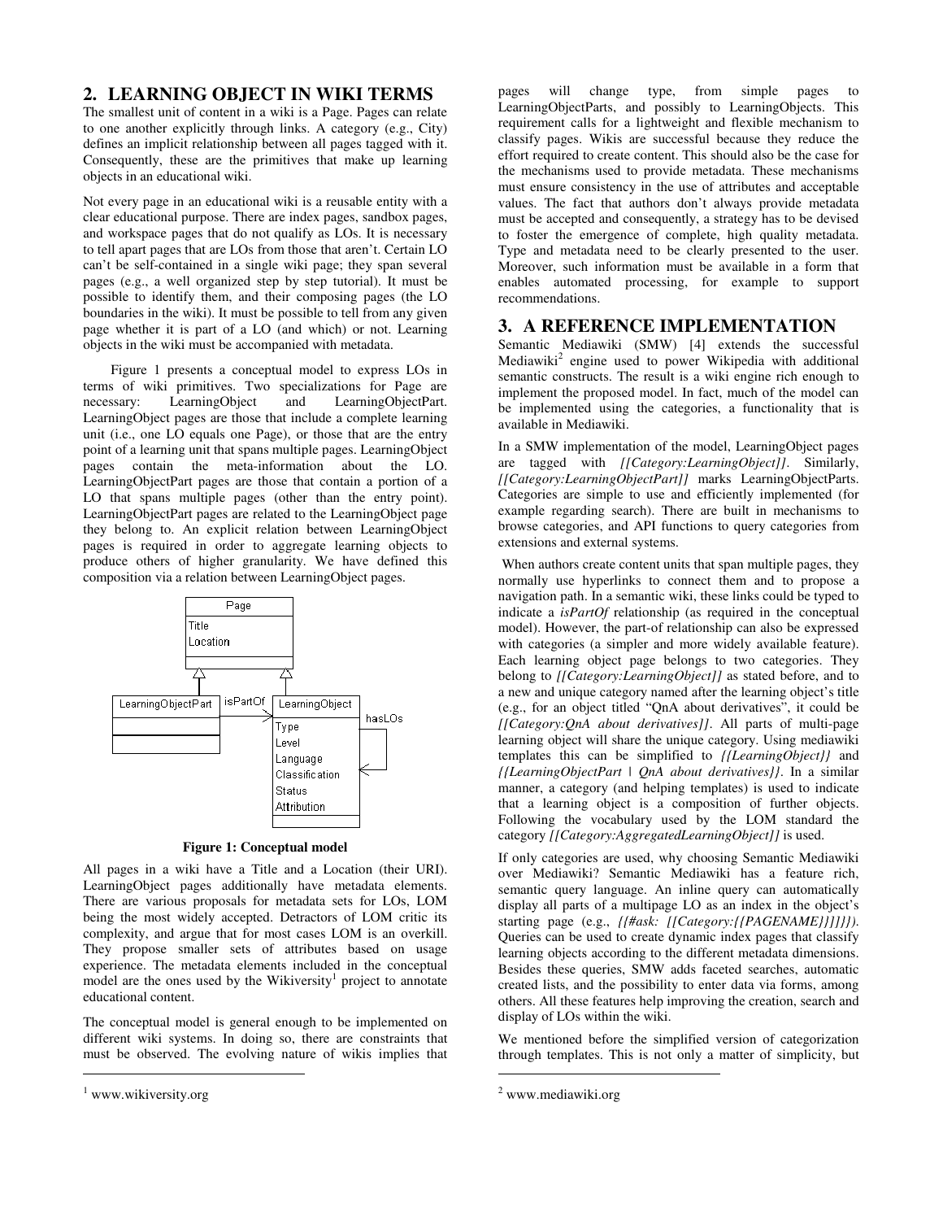## 2. LEARNING OBJECT IN WIKI TERMS

The smallest unit of content in a wiki is a Page. Pages can relate to one another explicitly through links. A category (e.g., City) defines an implicit relationship between all pages tagged with it. Consequently, these are the primitives that make up learning objects in an educational wiki.

Not every page in an educational wiki is a reusable entity with a clear educational purpose. There are index pages, sandbox pages, and workspace pages that do not qualify as LOs. It is necessary to tell apart pages that are LOs from those that aren't. Certain LO can't be self-contained in a single wiki page; they span several pages (e.g., a well organized step by step tutorial). It must be possible to identify them, and their composing pages (the LO boundaries in the wiki). It must be possible to tell from any given page whether it is part of a LO (and which) or not. Learning objects in the wiki must be accompanied with metadata.

Figure 1 presents a conceptual model to express LOs in terms of wiki primitives. Two specializations for Page are necessary: LearningObject and LearningObjectPart. LearningObject pages are those that include a complete learning unit (i.e., one LO equals one Page), or those that are the entry point of a learning unit that spans multiple pages. LearningObject pages contain the meta-information about the LO. LearningObjectPart pages are those that contain a portion of a LO that spans multiple pages (other than the entry point). LearningObjectPart pages are related to the LearningObject page they belong to. An explicit relation between LearningObject pages is required in order to aggregate learning objects to produce others of higher granularity. We have defined this composition via a relation between LearningObject pages.

Page
Title
Location
LearningObjectPart
isPartOf
LearningObject
Type
Level
Language
Classification
Status
Attribution
hasLOs

**Figure 1: Conceptual model**

All pages in a wiki have a Title and a Location (their URI). LearningObject pages additionally have metadata elements. There are various proposals for metadata sets for LOs, LOM being the most widely accepted. Detractors of LOM critic its complexity, and argue that for most cases LOM is an overkill. They propose smaller sets of attributes based on usage experience. The metadata elements included in the conceptual model are the ones used by the Wikiversity[1] project to annotate educational content.

The conceptual model is general enough to be implemented on different wiki systems. In doing so, there are constraints that must be observed. The evolving nature of wikis implies that pages will change type, from simple pages to LearningObjectParts, and possibly to LearningObjects. This requirement calls for a lightweight and flexible mechanism to classify pages. Wikis are successful because they reduce the effort required to create content. This should also be the case for the mechanisms used to provide metadata. These mechanisms must ensure consistency in the use of attributes and acceptable values. The fact that authors don't always provide metadata must be accepted and consequently, a strategy has to be devised to foster the emergence of complete, high quality metadata. Type and metadata need to be clearly presented to the user. Moreover, such information must be available in a form that enables automated processing, for example to support recommendations.

## 3. A REFERENCE IMPLEMENTATION

Semantic Mediawiki (SMW) [4] extends the successful Mediawiki[2] engine used to power Wikipedia with additional semantic constructs. The result is a wiki engine rich enough to implement the proposed model. In fact, much of the model can be implemented using the categories, a functionality that is available in Mediawiki.

In a SMW implementation of the model, LearningObject pages are tagged with *[[Category:LearningObject]]*. Similarly, *[[Category:LearningObjectPart]]* marks LearningObjectParts. Categories are simple to use and efficiently implemented (for example regarding search). There are built in mechanisms to browse categories, and API functions to query categories from extensions and external systems.

When authors create content units that span multiple pages, they normally use hyperlinks to connect them and to propose a navigation path. In a semantic wiki, these links could be typed to indicate a *isPartOf* relationship (as required in the conceptual model). However, the part-of relationship can also be expressed with categories (a simpler and more widely available feature). Each learning object page belongs to two categories. They belong to *[[Category:LearningObject]]* as stated before, and to a new and unique category named after the learning object's title (e.g., for an object titled "QnA about derivatives", it could be *[[Category:QnA about derivatives]]*. All parts of multi-page learning object will share the unique category. Using mediawiki templates this can be simplified to *{{LearningObject}}* and *{{LearningObjectPart | QnA about derivatives}}*. In a similar manner, a category (and helping templates) is used to indicate that a learning object is a composition of further objects. Following the vocabulary used by the LOM standard the category *[[Category:AggregatedLearningObject]]* is used.

If only categories are used, why choosing Semantic Mediawiki over Mediawiki? Semantic Mediawiki has a feature rich, semantic query language. An inline query can automatically display all parts of a multipage LO as an index in the object's starting page (e.g., *{{#ask: [[Category:{{PAGENAME}}]]}})*. Queries can be used to create dynamic index pages that classify learning objects according to the different metadata dimensions. Besides these queries, SMW adds faceted searches, automatic created lists, and the possibility to enter data via forms, among others. All these features help improving the creation, search and display of LOs within the wiki.

We mentioned before the simplified version of categorization through templates. This is not only a matter of simplicity, but

[1] www.wikiversity.org

[2] www.mediawiki.org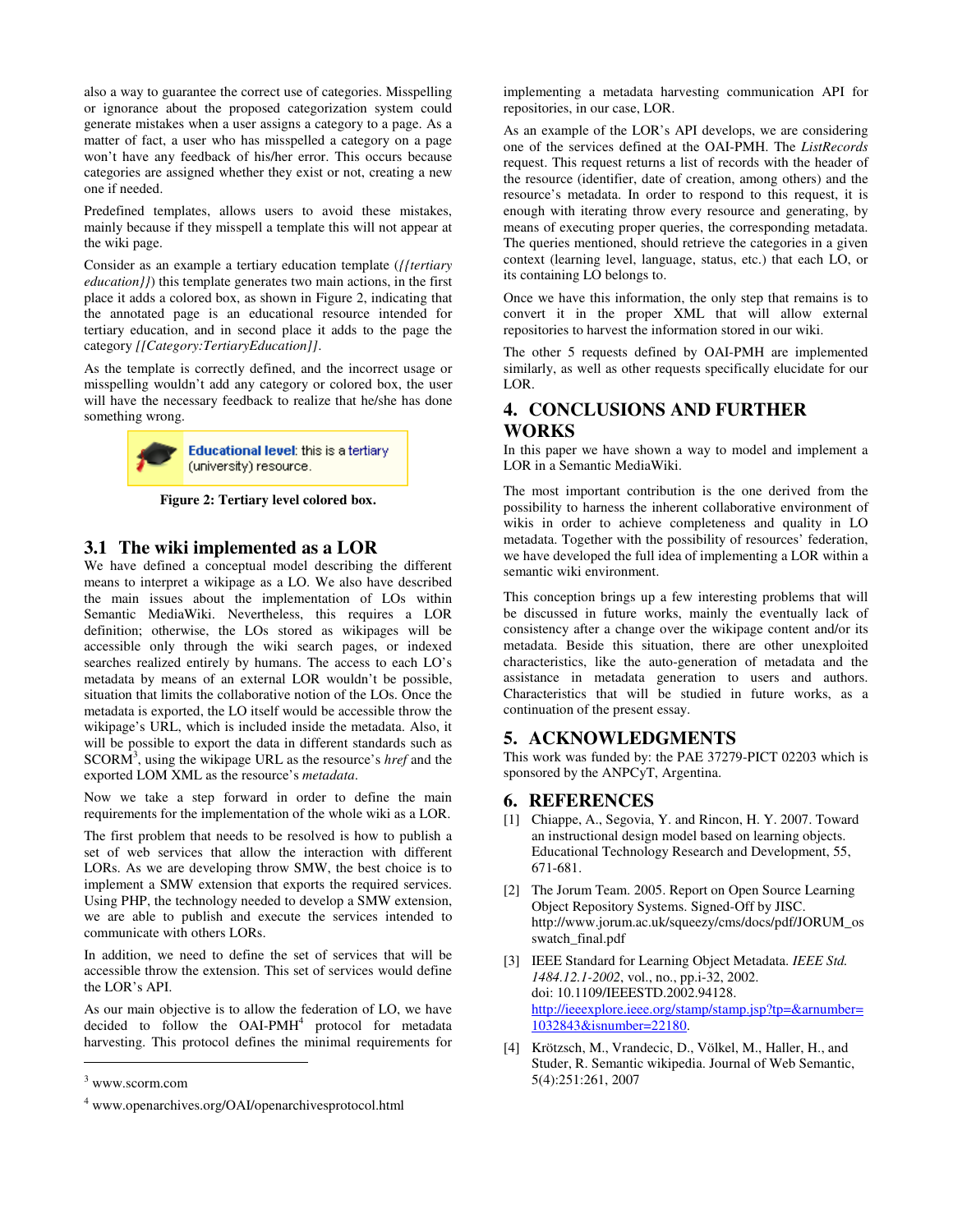also a way to guarantee the correct use of categories. Misspelling or ignorance about the proposed categorization system could generate mistakes when a user assigns a category to a page. As a matter of fact, a user who has misspelled a category on a page won't have any feedback of his/her error. This occurs because categories are assigned whether they exist or not, creating a new one if needed.

Predefined templates, allows users to avoid these mistakes, mainly because if they misspell a template this will not appear at the wiki page.

Consider as an example a tertiary education template (*{{tertiary education}}*) this template generates two main actions, in the first place it adds a colored box, as shown in Figure 2, indicating that the annotated page is an educational resource intended for tertiary education, and in second place it adds to the page the category *[[Category:TertiaryEducation]]*.

As the template is correctly defined, and the incorrect usage or misspelling wouldn't add any category or colored box, the user will have the necessary feedback to realize that he/she has done something wrong.

Educational level: this is a tertiary (university) resource.

**Figure 2: Tertiary level colored box.**

## 3.1 The wiki implemented as a LOR

We have defined a conceptual model describing the different means to interpret a wikipage as a LO. We also have described the main issues about the implementation of LOs within Semantic MediaWiki. Nevertheless, this requires a LOR definition; otherwise, the LOs stored as wikipages will be accessible only through the wiki search pages, or indexed searches realized entirely by humans. The access to each LO's metadata by means of an external LOR wouldn't be possible, situation that limits the collaborative notion of the LOs. Once the metadata is exported, the LO itself would be accessible throw the wikipage's URL, which is included inside the metadata. Also, it will be possible to export the data in different standards such as SCORM[3], using the wikipage URL as the resource's *href* and the exported LOM XML as the resource's *metadata*.

Now we take a step forward in order to define the main requirements for the implementation of the whole wiki as a LOR.

The first problem that needs to be resolved is how to publish a set of web services that allow the interaction with different LORs. As we are developing throw SMW, the best choice is to implement a SMW extension that exports the required services. Using PHP, the technology needed to develop a SMW extension, we are able to publish and execute the services intended to communicate with others LORs.

In addition, we need to define the set of services that will be accessible throw the extension. This set of services would define the LOR's API.

As our main objective is to allow the federation of LO, we have decided to follow the OAI-PMH[4] protocol for metadata harvesting. This protocol defines the minimal requirements for implementing a metadata harvesting communication API for repositories, in our case, LOR.

As an example of the LOR's API develops, we are considering one of the services defined at the OAI-PMH. The *ListRecords* request. This request returns a list of records with the header of the resource (identifier, date of creation, among others) and the resource's metadata. In order to respond to this request, it is enough with iterating throw every resource and generating, by means of executing proper queries, the corresponding metadata. The queries mentioned, should retrieve the categories in a given context (learning level, language, status, etc.) that each LO, or its containing LO belongs to.

Once we have this information, the only step that remains is to convert it in the proper XML that will allow external repositories to harvest the information stored in our wiki.

The other 5 requests defined by OAI-PMH are implemented similarly, as well as other requests specifically elucidate for our LOR.

## 4. CONCLUSIONS AND FURTHER WORKS

In this paper we have shown a way to model and implement a LOR in a Semantic MediaWiki.

The most important contribution is the one derived from the possibility to harness the inherent collaborative environment of wikis in order to achieve completeness and quality in LO metadata. Together with the possibility of resources' federation, we have developed the full idea of implementing a LOR within a semantic wiki environment.

This conception brings up a few interesting problems that will be discussed in future works, mainly the eventually lack of consistency after a change over the wikipage content and/or its metadata. Beside this situation, there are other unexploited characteristics, like the auto-generation of metadata and the assistance in metadata generation to users and authors. Characteristics that will be studied in future works, as a continuation of the present essay.

## 5. ACKNOWLEDGMENTS

This work was funded by: the PAE 37279-PICT 02203 which is sponsored by the ANPCyT, Argentina.

## 6. REFERENCES

[1] Chiappe, A., Segovia, Y. and Rincon, H. Y. 2007. Toward an instructional design model based on learning objects. Educational Technology Research and Development, 55, 671-681.

[2] The Jorum Team. 2005. Report on Open Source Learning Object Repository Systems. Signed-Off by JISC. http://www.jorum.ac.uk/squeezy/cms/docs/pdf/JORUM_osswatch_final.pdf

[3] IEEE Standard for Learning Object Metadata. *IEEE Std. 1484.12.1-2002*, vol., no., pp.i-32, 2002. doi: 10.1109/IEEESTD.2002.94128. http://ieeexplore.ieee.org/stamp/stamp.jsp?tp=&arnumber=1032843&isnumber=22180.

[4] Krötzsch, M., Vrandecic, D., Völkel, M., Haller, H., and Studer, R. Semantic wikipedia. Journal of Web Semantic, 5(4):251:261, 2007

---

[3] www.scorm.com

[4] www.openarchives.org/OAI/openarchivesprotocol.html